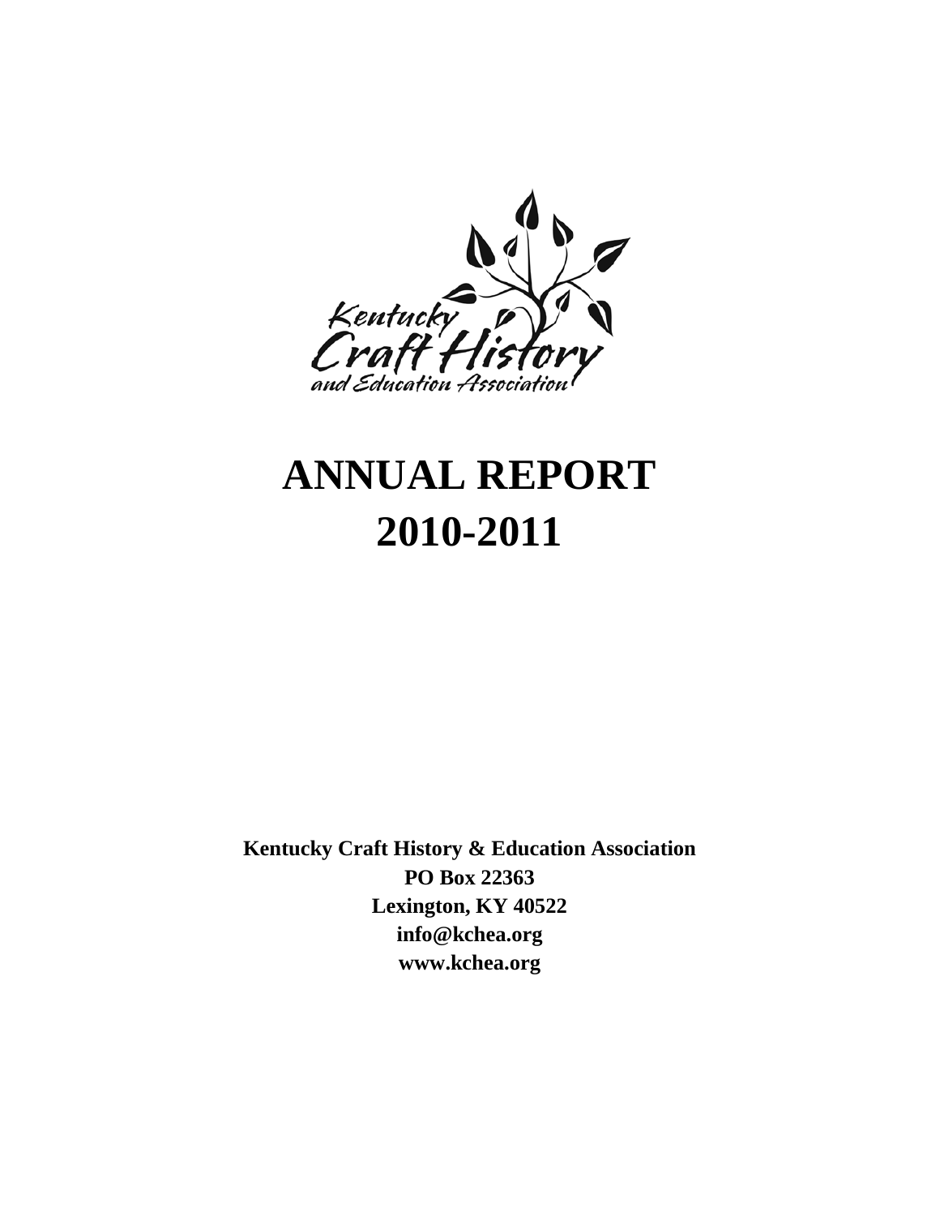Kentucky Craft History and Education Association

# ANNUAL REPORT 2010-2011

**Kentucky Craft History & Education Association**
**PO Box 22363**
**Lexington, KY 40522**
**info@kchea.org**
**www.kchea.org**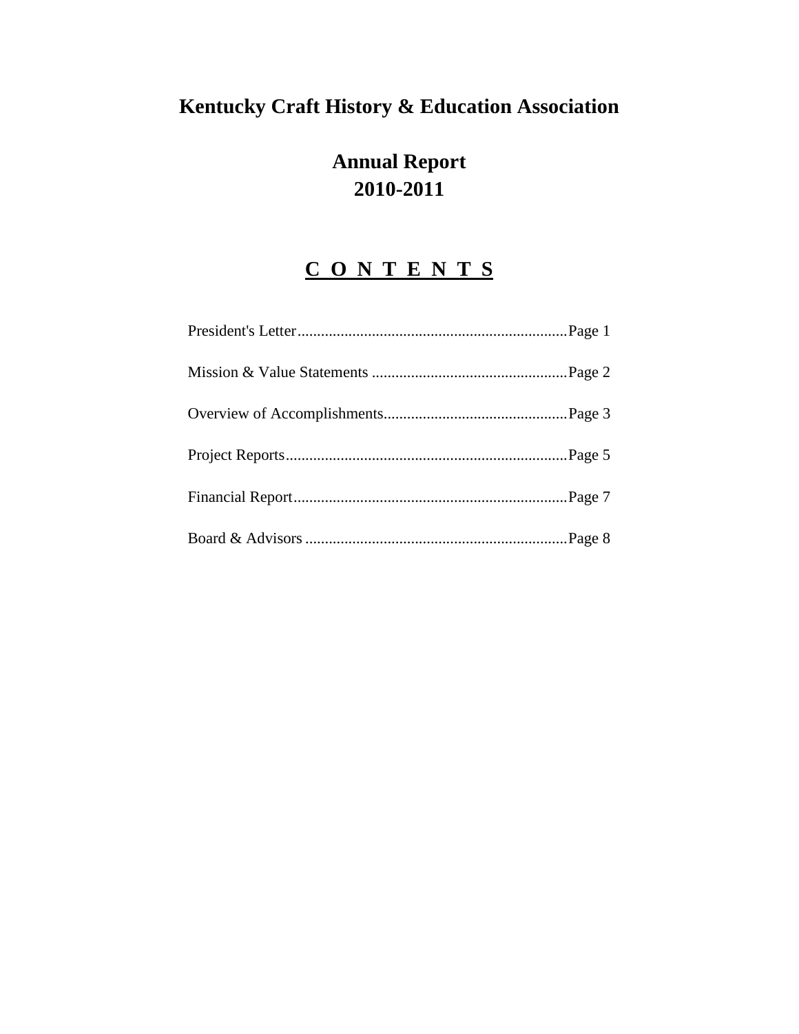# Kentucky Craft History & Education Association

## Annual Report
## 2010-2011

## C O N T E N T S

President's Letter.....................................................................Page 1

Mission & Value Statements ..................................................Page 2

Overview of Accomplishments...............................................Page 3

Project Reports........................................................................Page 5

Financial Report......................................................................Page 7

Board & Advisors ...................................................................Page 8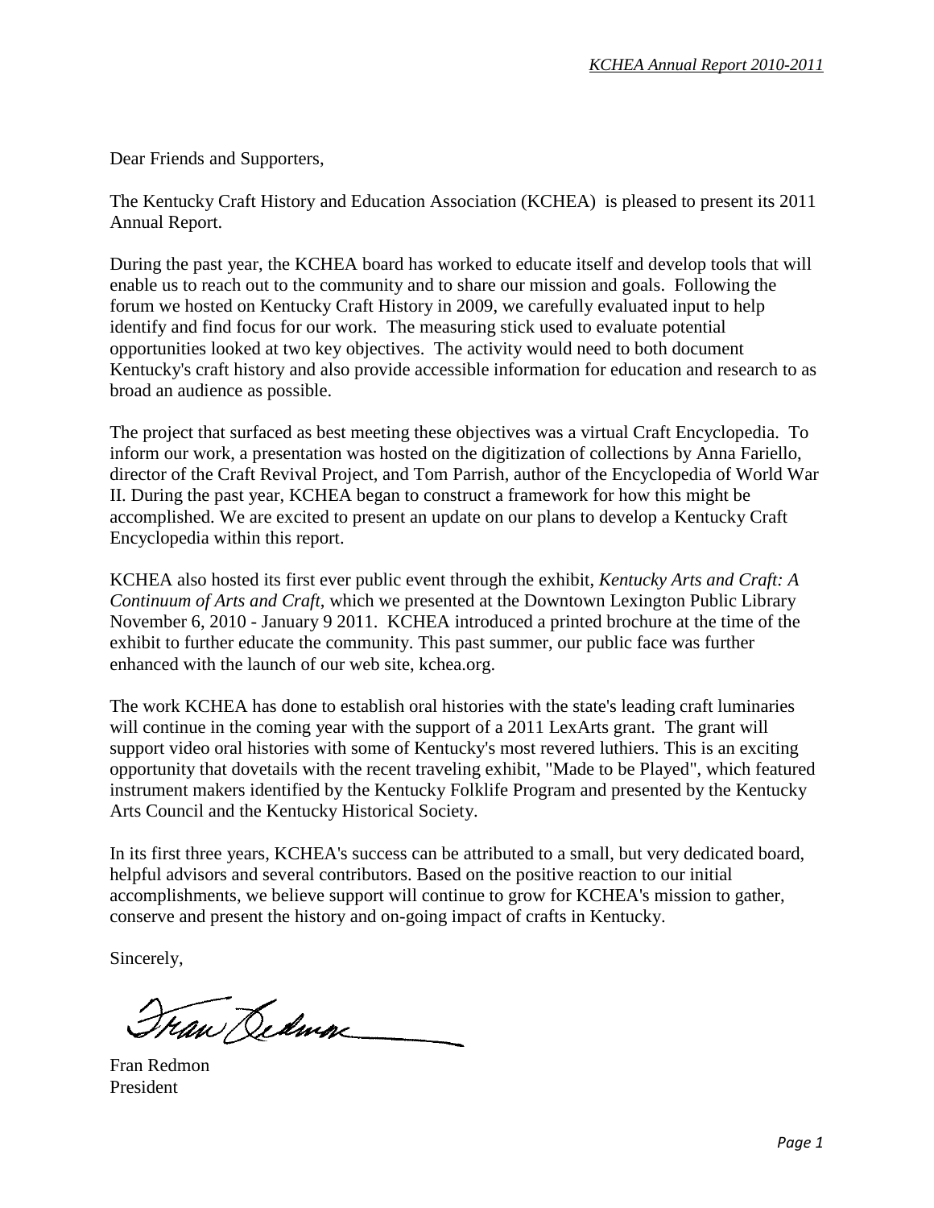Dear Friends and Supporters,

The Kentucky Craft History and Education Association (KCHEA) is pleased to present its 2011 Annual Report.

During the past year, the KCHEA board has worked to educate itself and develop tools that will enable us to reach out to the community and to share our mission and goals. Following the forum we hosted on Kentucky Craft History in 2009, we carefully evaluated input to help identify and find focus for our work. The measuring stick used to evaluate potential opportunities looked at two key objectives. The activity would need to both document Kentucky's craft history and also provide accessible information for education and research to as broad an audience as possible.

The project that surfaced as best meeting these objectives was a virtual Craft Encyclopedia. To inform our work, a presentation was hosted on the digitization of collections by Anna Fariello, director of the Craft Revival Project, and Tom Parrish, author of the Encyclopedia of World War II. During the past year, KCHEA began to construct a framework for how this might be accomplished. We are excited to present an update on our plans to develop a Kentucky Craft Encyclopedia within this report.

KCHEA also hosted its first ever public event through the exhibit, *Kentucky Arts and Craft: A Continuum of Arts and Craft*, which we presented at the Downtown Lexington Public Library November 6, 2010 - January 9 2011. KCHEA introduced a printed brochure at the time of the exhibit to further educate the community. This past summer, our public face was further enhanced with the launch of our web site, kchea.org.

The work KCHEA has done to establish oral histories with the state's leading craft luminaries will continue in the coming year with the support of a 2011 LexArts grant. The grant will support video oral histories with some of Kentucky's most revered luthiers. This is an exciting opportunity that dovetails with the recent traveling exhibit, "Made to be Played", which featured instrument makers identified by the Kentucky Folklife Program and presented by the Kentucky Arts Council and the Kentucky Historical Society.

In its first three years, KCHEA's success can be attributed to a small, but very dedicated board, helpful advisors and several contributors. Based on the positive reaction to our initial accomplishments, we believe support will continue to grow for KCHEA's mission to gather, conserve and present the history and on-going impact of crafts in Kentucky.

Sincerely,

Fran Redmon
President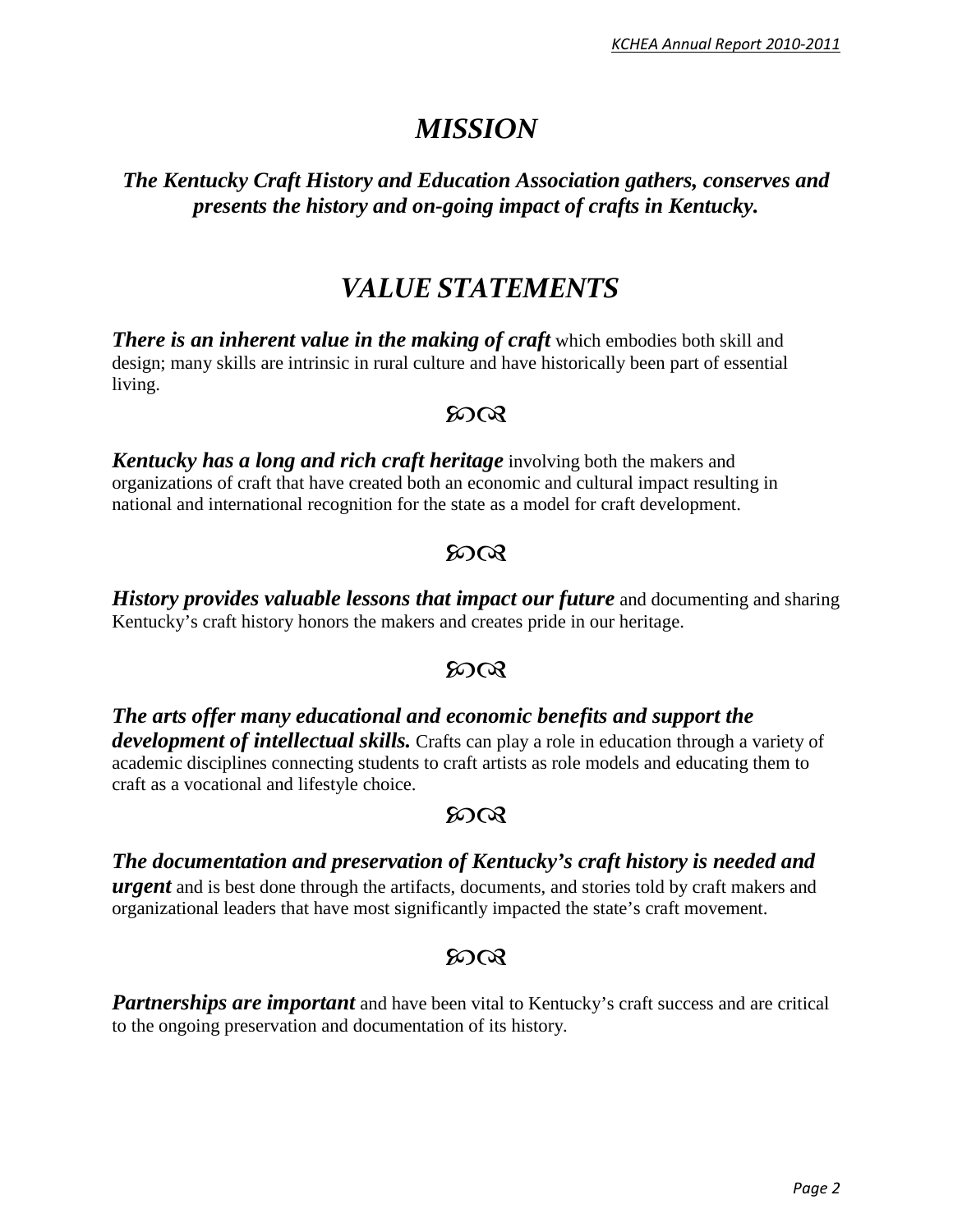# *MISSION*

***The Kentucky Craft History and Education Association gathers, conserves and presents the history and on-going impact of crafts in Kentucky.***

# *VALUE STATEMENTS*

***There is an inherent value in the making of craft*** which embodies both skill and design; many skills are intrinsic in rural culture and have historically been part of essential living.

℘☙

***Kentucky has a long and rich craft heritage*** involving both the makers and organizations of craft that have created both an economic and cultural impact resulting in national and international recognition for the state as a model for craft development.

℘☙

***History provides valuable lessons that impact our future*** and documenting and sharing Kentucky's craft history honors the makers and creates pride in our heritage.

℘☙

***The arts offer many educational and economic benefits and support the development of intellectual skills.*** Crafts can play a role in education through a variety of academic disciplines connecting students to craft artists as role models and educating them to craft as a vocational and lifestyle choice.

℘☙

***The documentation and preservation of Kentucky's craft history is needed and urgent*** and is best done through the artifacts, documents, and stories told by craft makers and organizational leaders that have most significantly impacted the state's craft movement.

℘☙

***Partnerships are important*** and have been vital to Kentucky's craft success and are critical to the ongoing preservation and documentation of its history.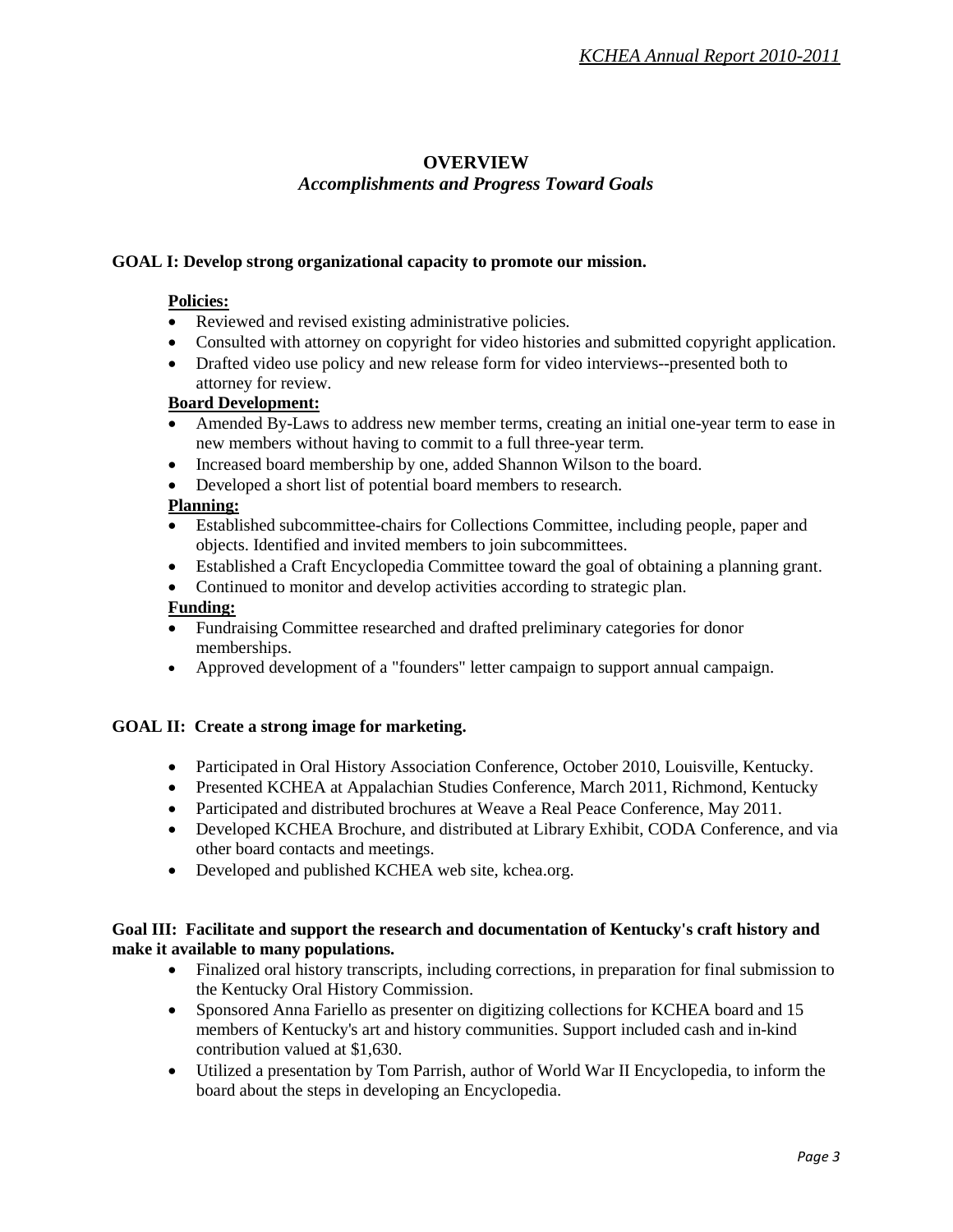# OVERVIEW

*Accomplishments and Progress Toward Goals*

**GOAL I: Develop strong organizational capacity to promote our mission.**

**Policies:**

- Reviewed and revised existing administrative policies.
- Consulted with attorney on copyright for video histories and submitted copyright application.
- Drafted video use policy and new release form for video interviews--presented both to attorney for review.

**Board Development:**

- Amended By-Laws to address new member terms, creating an initial one-year term to ease in new members without having to commit to a full three-year term.
- Increased board membership by one, added Shannon Wilson to the board.
- Developed a short list of potential board members to research.

**Planning:**

- Established subcommittee-chairs for Collections Committee, including people, paper and objects. Identified and invited members to join subcommittees.
- Established a Craft Encyclopedia Committee toward the goal of obtaining a planning grant.
- Continued to monitor and develop activities according to strategic plan.

**Funding:**

- Fundraising Committee researched and drafted preliminary categories for donor memberships.
- Approved development of a "founders" letter campaign to support annual campaign.

**GOAL II: Create a strong image for marketing.**

- Participated in Oral History Association Conference, October 2010, Louisville, Kentucky.
- Presented KCHEA at Appalachian Studies Conference, March 2011, Richmond, Kentucky
- Participated and distributed brochures at Weave a Real Peace Conference, May 2011.
- Developed KCHEA Brochure, and distributed at Library Exhibit, CODA Conference, and via other board contacts and meetings.
- Developed and published KCHEA web site, kchea.org.

**Goal III: Facilitate and support the research and documentation of Kentucky's craft history and make it available to many populations.**

- Finalized oral history transcripts, including corrections, in preparation for final submission to the Kentucky Oral History Commission.
- Sponsored Anna Fariello as presenter on digitizing collections for KCHEA board and 15 members of Kentucky's art and history communities. Support included cash and in-kind contribution valued at $1,630.
- Utilized a presentation by Tom Parrish, author of World War II Encyclopedia, to inform the board about the steps in developing an Encyclopedia.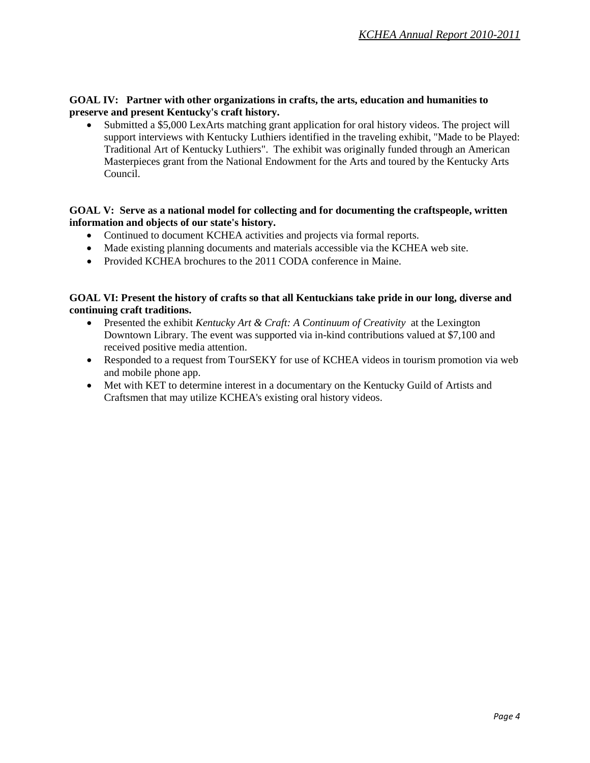**GOAL IV: Partner with other organizations in crafts, the arts, education and humanities to preserve and present Kentucky's craft history.**

- Submitted a $5,000 LexArts matching grant application for oral history videos. The project will support interviews with Kentucky Luthiers identified in the traveling exhibit, "Made to be Played: Traditional Art of Kentucky Luthiers". The exhibit was originally funded through an American Masterpieces grant from the National Endowment for the Arts and toured by the Kentucky Arts Council.

**GOAL V: Serve as a national model for collecting and for documenting the craftspeople, written information and objects of our state's history.**

- Continued to document KCHEA activities and projects via formal reports.
- Made existing planning documents and materials accessible via the KCHEA web site.
- Provided KCHEA brochures to the 2011 CODA conference in Maine.

**GOAL VI: Present the history of crafts so that all Kentuckians take pride in our long, diverse and continuing craft traditions.**

- Presented the exhibit *Kentucky Art & Craft: A Continuum of Creativity* at the Lexington Downtown Library. The event was supported via in-kind contributions valued at $7,100 and received positive media attention.
- Responded to a request from TourSEKY for use of KCHEA videos in tourism promotion via web and mobile phone app.
- Met with KET to determine interest in a documentary on the Kentucky Guild of Artists and Craftsmen that may utilize KCHEA's existing oral history videos.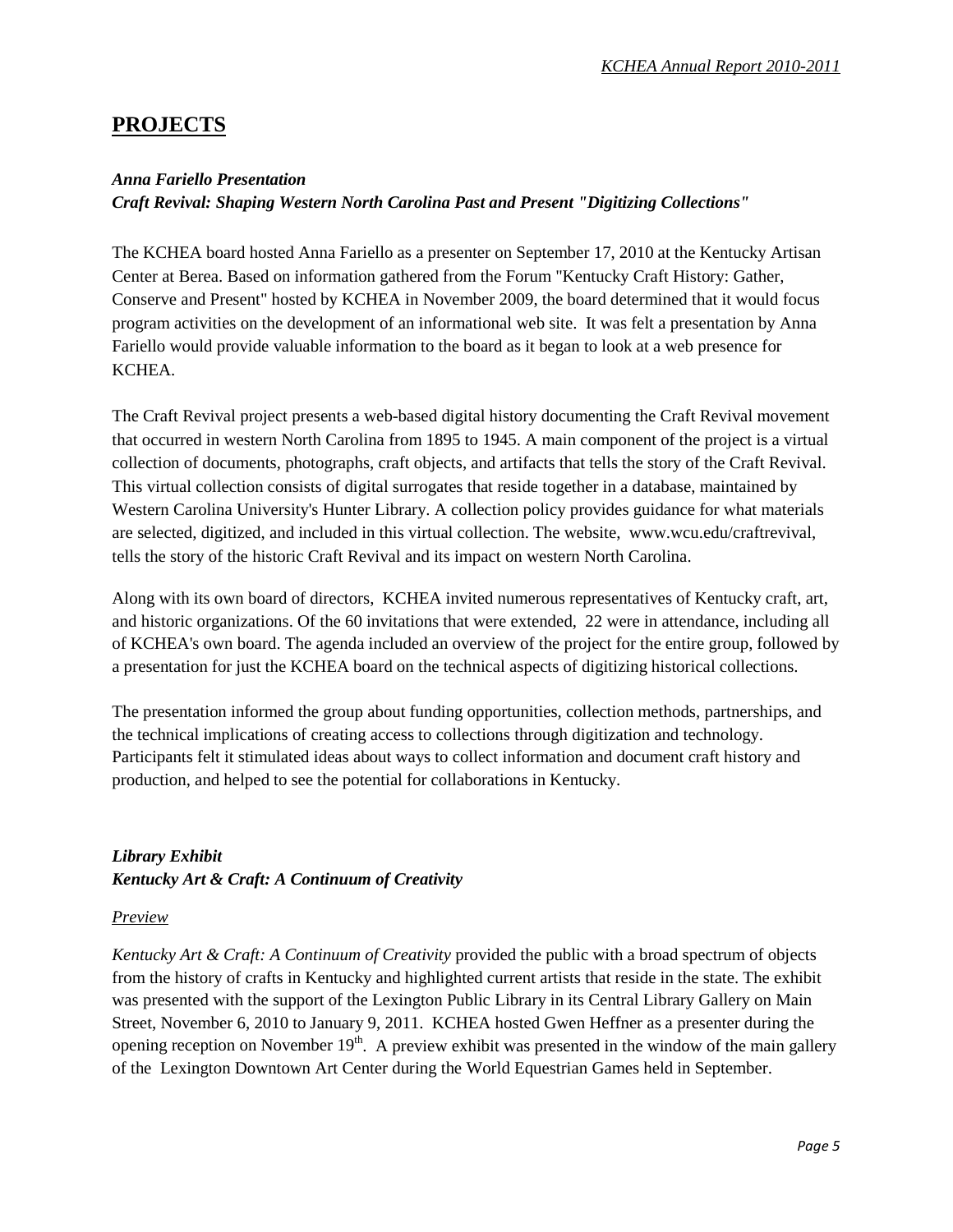## PROJECTS

***Anna Fariello Presentation***
***Craft Revival: Shaping Western North Carolina Past and Present "Digitizing Collections"***

The KCHEA board hosted Anna Fariello as a presenter on September 17, 2010 at the Kentucky Artisan Center at Berea. Based on information gathered from the Forum "Kentucky Craft History: Gather, Conserve and Present" hosted by KCHEA in November 2009, the board determined that it would focus program activities on the development of an informational web site. It was felt a presentation by Anna Fariello would provide valuable information to the board as it began to look at a web presence for KCHEA.

The Craft Revival project presents a web-based digital history documenting the Craft Revival movement that occurred in western North Carolina from 1895 to 1945. A main component of the project is a virtual collection of documents, photographs, craft objects, and artifacts that tells the story of the Craft Revival. This virtual collection consists of digital surrogates that reside together in a database, maintained by Western Carolina University's Hunter Library. A collection policy provides guidance for what materials are selected, digitized, and included in this virtual collection. The website, www.wcu.edu/craftrevival, tells the story of the historic Craft Revival and its impact on western North Carolina.

Along with its own board of directors, KCHEA invited numerous representatives of Kentucky craft, art, and historic organizations. Of the 60 invitations that were extended, 22 were in attendance, including all of KCHEA's own board. The agenda included an overview of the project for the entire group, followed by a presentation for just the KCHEA board on the technical aspects of digitizing historical collections.

The presentation informed the group about funding opportunities, collection methods, partnerships, and the technical implications of creating access to collections through digitization and technology. Participants felt it stimulated ideas about ways to collect information and document craft history and production, and helped to see the potential for collaborations in Kentucky.

***Library Exhibit***
***Kentucky Art & Craft: A Continuum of Creativity***

*Preview*

*Kentucky Art & Craft: A Continuum of Creativity* provided the public with a broad spectrum of objects from the history of crafts in Kentucky and highlighted current artists that reside in the state. The exhibit was presented with the support of the Lexington Public Library in its Central Library Gallery on Main Street, November 6, 2010 to January 9, 2011. KCHEA hosted Gwen Heffner as a presenter during the opening reception on November 19th. A preview exhibit was presented in the window of the main gallery of the Lexington Downtown Art Center during the World Equestrian Games held in September.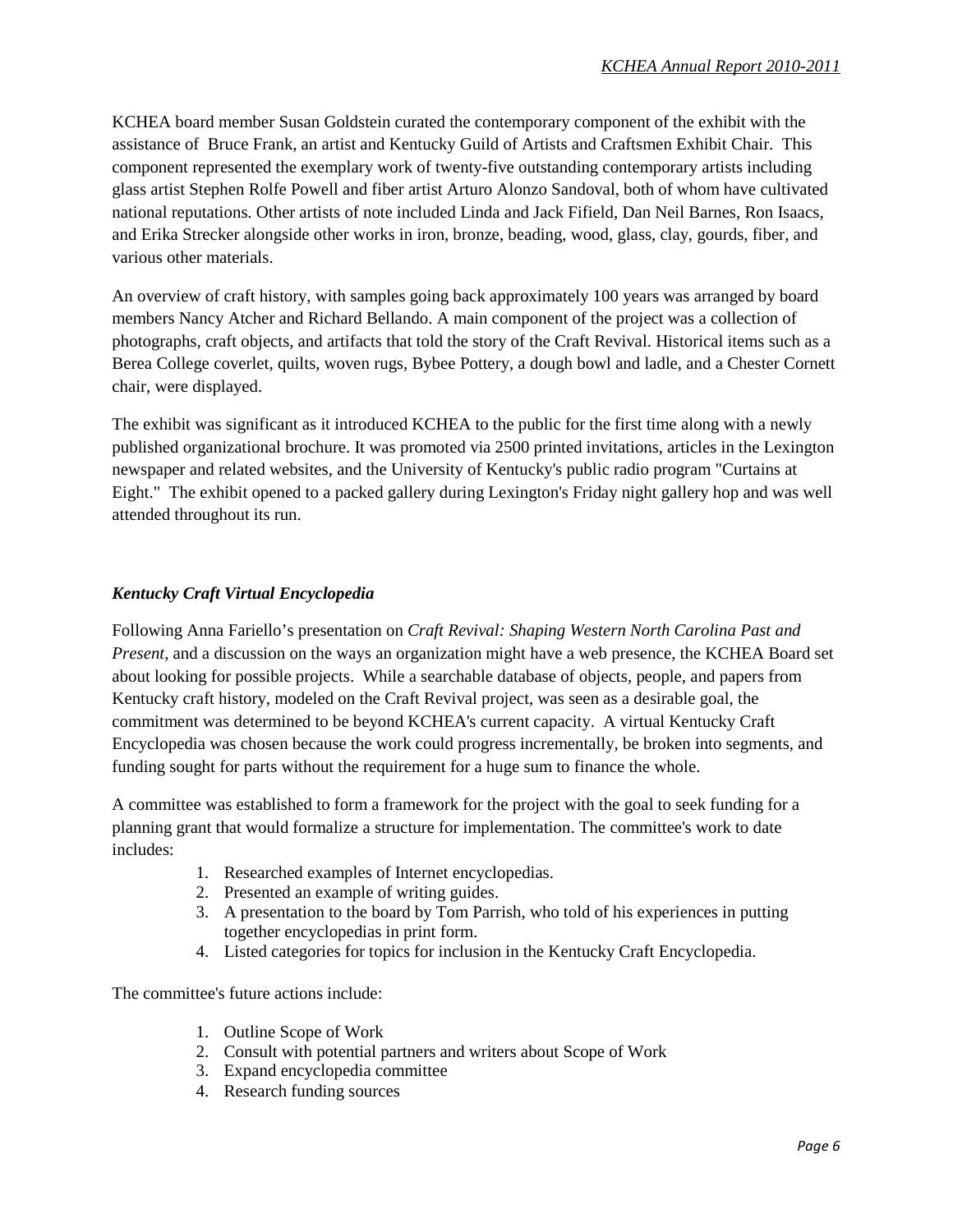KCHEA board member Susan Goldstein curated the contemporary component of the exhibit with the assistance of Bruce Frank, an artist and Kentucky Guild of Artists and Craftsmen Exhibit Chair. This component represented the exemplary work of twenty-five outstanding contemporary artists including glass artist Stephen Rolfe Powell and fiber artist Arturo Alonzo Sandoval, both of whom have cultivated national reputations. Other artists of note included Linda and Jack Fifield, Dan Neil Barnes, Ron Isaacs, and Erika Strecker alongside other works in iron, bronze, beading, wood, glass, clay, gourds, fiber, and various other materials.

An overview of craft history, with samples going back approximately 100 years was arranged by board members Nancy Atcher and Richard Bellando. A main component of the project was a collection of photographs, craft objects, and artifacts that told the story of the Craft Revival. Historical items such as a Berea College coverlet, quilts, woven rugs, Bybee Pottery, a dough bowl and ladle, and a Chester Cornett chair, were displayed.

The exhibit was significant as it introduced KCHEA to the public for the first time along with a newly published organizational brochure. It was promoted via 2500 printed invitations, articles in the Lexington newspaper and related websites, and the University of Kentucky's public radio program "Curtains at Eight." The exhibit opened to a packed gallery during Lexington's Friday night gallery hop and was well attended throughout its run.

### *Kentucky Craft Virtual Encyclopedia*

Following Anna Fariello's presentation on *Craft Revival: Shaping Western North Carolina Past and Present*, and a discussion on the ways an organization might have a web presence, the KCHEA Board set about looking for possible projects. While a searchable database of objects, people, and papers from Kentucky craft history, modeled on the Craft Revival project, was seen as a desirable goal, the commitment was determined to be beyond KCHEA's current capacity. A virtual Kentucky Craft Encyclopedia was chosen because the work could progress incrementally, be broken into segments, and funding sought for parts without the requirement for a huge sum to finance the whole.

A committee was established to form a framework for the project with the goal to seek funding for a planning grant that would formalize a structure for implementation. The committee's work to date includes:

1. Researched examples of Internet encyclopedias.
2. Presented an example of writing guides.
3. A presentation to the board by Tom Parrish, who told of his experiences in putting together encyclopedias in print form.
4. Listed categories for topics for inclusion in the Kentucky Craft Encyclopedia.

The committee's future actions include:

1. Outline Scope of Work
2. Consult with potential partners and writers about Scope of Work
3. Expand encyclopedia committee
4. Research funding sources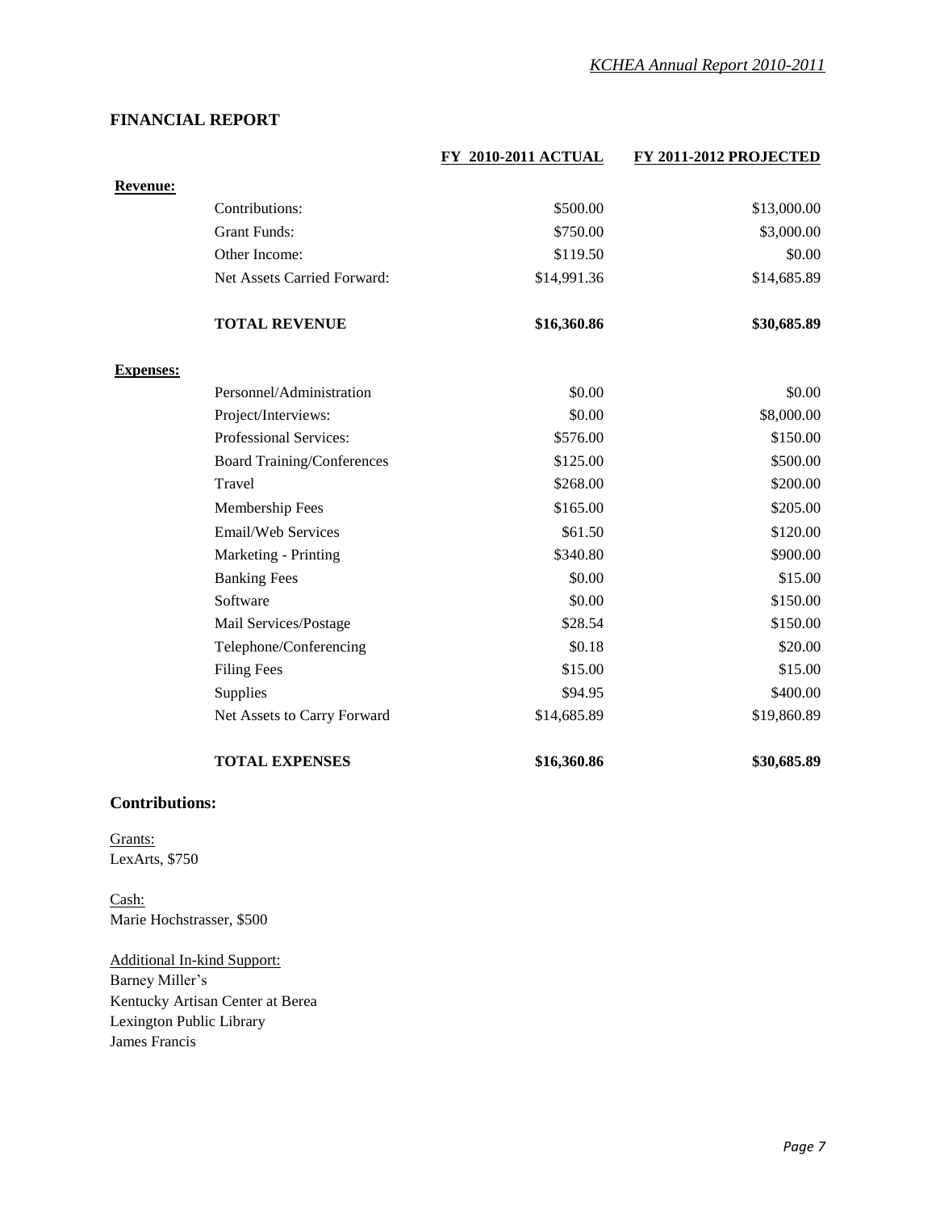## FINANCIAL REPORT

| | | FY 2010-2011 ACTUAL | FY 2011-2012 PROJECTED |
|---|---|---|---|
| **Revenue:** | | | |
| | Contributions: | $500.00 | $13,000.00 |
| | Grant Funds: | $750.00 | $3,000.00 |
| | Other Income: | $119.50 | $0.00 |
| | Net Assets Carried Forward: | $14,991.36 | $14,685.89 |
| | **TOTAL REVENUE** | **$16,360.86** | **$30,685.89** |
| **Expenses:** | | | |
| | Personnel/Administration | $0.00 | $0.00 |
| | Project/Interviews: | $0.00 | $8,000.00 |
| | Professional Services: | $576.00 | $150.00 |
| | Board Training/Conferences | $125.00 | $500.00 |
| | Travel | $268.00 | $200.00 |
| | Membership Fees | $165.00 | $205.00 |
| | Email/Web Services | $61.50 | $120.00 |
| | Marketing - Printing | $340.80 | $900.00 |
| | Banking Fees | $0.00 | $15.00 |
| | Software | $0.00 | $150.00 |
| | Mail Services/Postage | $28.54 | $150.00 |
| | Telephone/Conferencing | $0.18 | $20.00 |
| | Filing Fees | $15.00 | $15.00 |
| | Supplies | $94.95 | $400.00 |
| | Net Assets to Carry Forward | $14,685.89 | $19,860.89 |
| | **TOTAL EXPENSES** | **$16,360.86** | **$30,685.89** |

### Contributions:

Grants:
LexArts, $750

Cash:
Marie Hochstrasser, $500

Additional In-kind Support:
Barney Miller's
Kentucky Artisan Center at Berea
Lexington Public Library
James Francis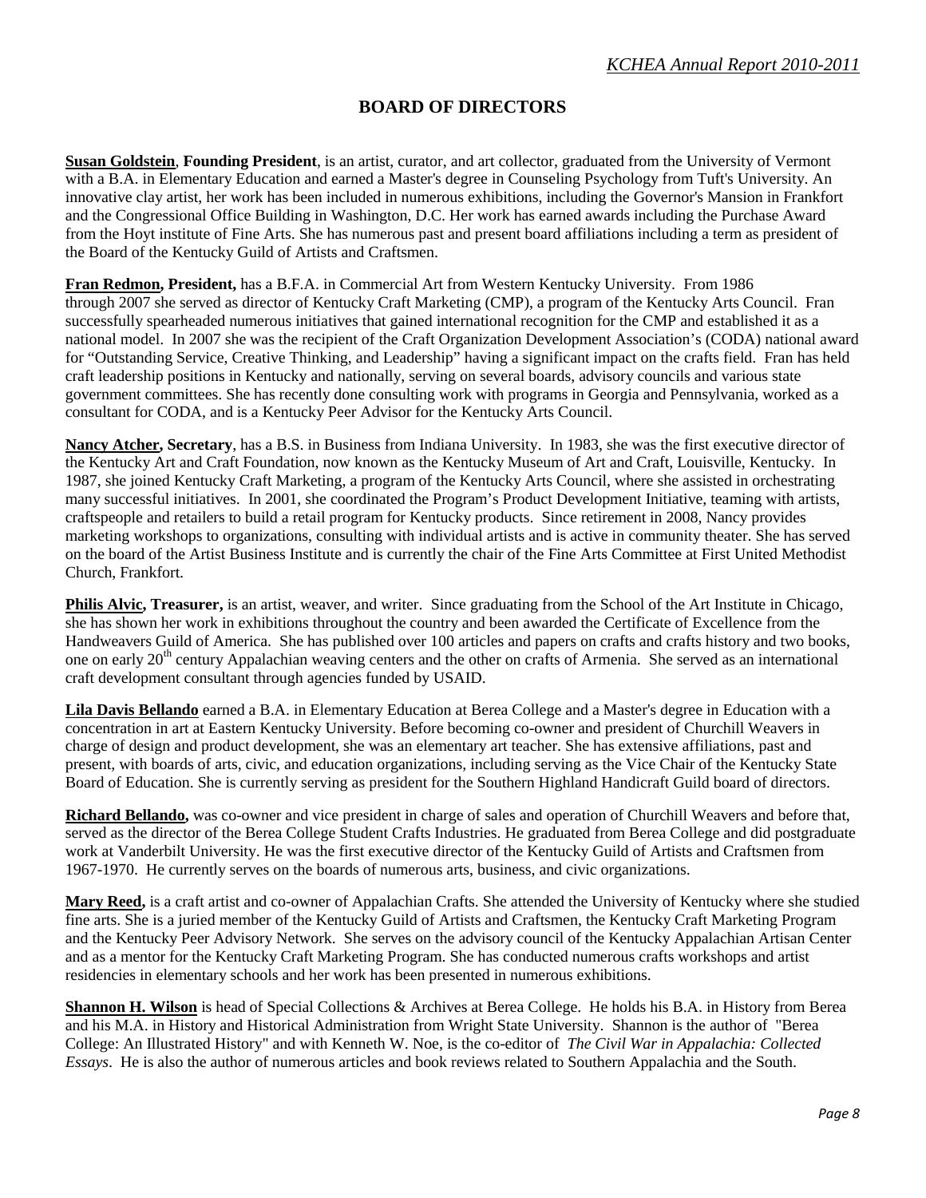## BOARD OF DIRECTORS

**Susan Goldstein**, **Founding President**, is an artist, curator, and art collector, graduated from the University of Vermont with a B.A. in Elementary Education and earned a Master's degree in Counseling Psychology from Tuft's University. An innovative clay artist, her work has been included in numerous exhibitions, including the Governor's Mansion in Frankfort and the Congressional Office Building in Washington, D.C. Her work has earned awards including the Purchase Award from the Hoyt institute of Fine Arts. She has numerous past and present board affiliations including a term as president of the Board of the Kentucky Guild of Artists and Craftsmen.

**Fran Redmon, President,** has a B.F.A. in Commercial Art from Western Kentucky University. From 1986 through 2007 she served as director of Kentucky Craft Marketing (CMP), a program of the Kentucky Arts Council. Fran successfully spearheaded numerous initiatives that gained international recognition for the CMP and established it as a national model. In 2007 she was the recipient of the Craft Organization Development Association's (CODA) national award for "Outstanding Service, Creative Thinking, and Leadership" having a significant impact on the crafts field. Fran has held craft leadership positions in Kentucky and nationally, serving on several boards, advisory councils and various state government committees. She has recently done consulting work with programs in Georgia and Pennsylvania, worked as a consultant for CODA, and is a Kentucky Peer Advisor for the Kentucky Arts Council.

**Nancy Atcher, Secretary**, has a B.S. in Business from Indiana University. In 1983, she was the first executive director of the Kentucky Art and Craft Foundation, now known as the Kentucky Museum of Art and Craft, Louisville, Kentucky. In 1987, she joined Kentucky Craft Marketing, a program of the Kentucky Arts Council, where she assisted in orchestrating many successful initiatives. In 2001, she coordinated the Program's Product Development Initiative, teaming with artists, craftspeople and retailers to build a retail program for Kentucky products. Since retirement in 2008, Nancy provides marketing workshops to organizations, consulting with individual artists and is active in community theater. She has served on the board of the Artist Business Institute and is currently the chair of the Fine Arts Committee at First United Methodist Church, Frankfort.

**Philis Alvic, Treasurer,** is an artist, weaver, and writer. Since graduating from the School of the Art Institute in Chicago, she has shown her work in exhibitions throughout the country and been awarded the Certificate of Excellence from the Handweavers Guild of America. She has published over 100 articles and papers on crafts and crafts history and two books, one on early 20th century Appalachian weaving centers and the other on crafts of Armenia. She served as an international craft development consultant through agencies funded by USAID.

**Lila Davis Bellando** earned a B.A. in Elementary Education at Berea College and a Master's degree in Education with a concentration in art at Eastern Kentucky University. Before becoming co-owner and president of Churchill Weavers in charge of design and product development, she was an elementary art teacher. She has extensive affiliations, past and present, with boards of arts, civic, and education organizations, including serving as the Vice Chair of the Kentucky State Board of Education. She is currently serving as president for the Southern Highland Handicraft Guild board of directors.

**Richard Bellando,** was co-owner and vice president in charge of sales and operation of Churchill Weavers and before that, served as the director of the Berea College Student Crafts Industries. He graduated from Berea College and did postgraduate work at Vanderbilt University. He was the first executive director of the Kentucky Guild of Artists and Craftsmen from 1967-1970. He currently serves on the boards of numerous arts, business, and civic organizations.

**Mary Reed,** is a craft artist and co-owner of Appalachian Crafts. She attended the University of Kentucky where she studied fine arts. She is a juried member of the Kentucky Guild of Artists and Craftsmen, the Kentucky Craft Marketing Program and the Kentucky Peer Advisory Network. She serves on the advisory council of the Kentucky Appalachian Artisan Center and as a mentor for the Kentucky Craft Marketing Program. She has conducted numerous crafts workshops and artist residencies in elementary schools and her work has been presented in numerous exhibitions.

**Shannon H. Wilson** is head of Special Collections & Archives at Berea College. He holds his B.A. in History from Berea and his M.A. in History and Historical Administration from Wright State University. Shannon is the author of "Berea College: An Illustrated History" and with Kenneth W. Noe, is the co-editor of *The Civil War in Appalachia: Collected Essays*. He is also the author of numerous articles and book reviews related to Southern Appalachia and the South.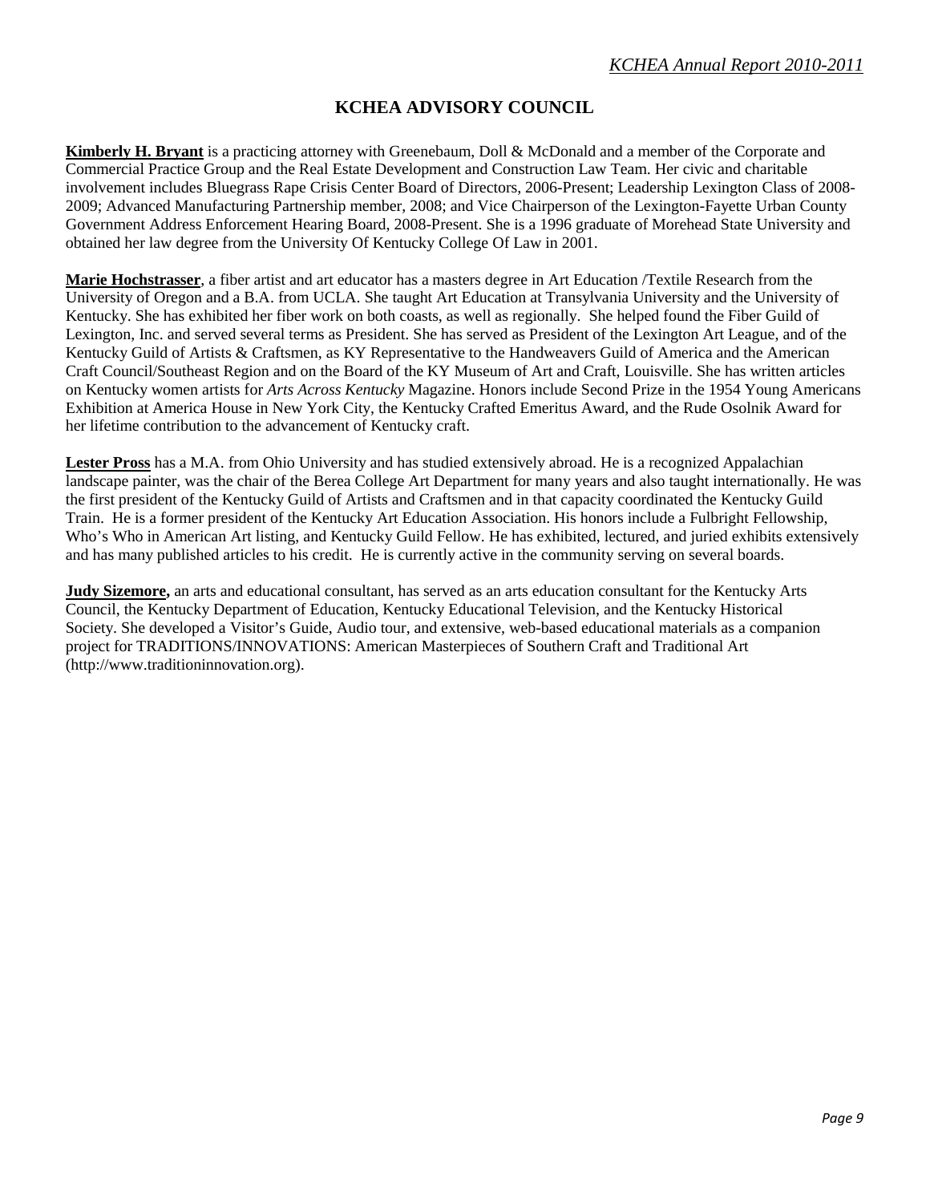## KCHEA ADVISORY COUNCIL

**Kimberly H. Bryant** is a practicing attorney with Greenebaum, Doll & McDonald and a member of the Corporate and Commercial Practice Group and the Real Estate Development and Construction Law Team. Her civic and charitable involvement includes Bluegrass Rape Crisis Center Board of Directors, 2006-Present; Leadership Lexington Class of 2008-2009; Advanced Manufacturing Partnership member, 2008; and Vice Chairperson of the Lexington-Fayette Urban County Government Address Enforcement Hearing Board, 2008-Present. She is a 1996 graduate of Morehead State University and obtained her law degree from the University Of Kentucky College Of Law in 2001.

**Marie Hochstrasser**, a fiber artist and art educator has a masters degree in Art Education /Textile Research from the University of Oregon and a B.A. from UCLA. She taught Art Education at Transylvania University and the University of Kentucky. She has exhibited her fiber work on both coasts, as well as regionally. She helped found the Fiber Guild of Lexington, Inc. and served several terms as President. She has served as President of the Lexington Art League, and of the Kentucky Guild of Artists & Craftsmen, as KY Representative to the Handweavers Guild of America and the American Craft Council/Southeast Region and on the Board of the KY Museum of Art and Craft, Louisville. She has written articles on Kentucky women artists for *Arts Across Kentucky* Magazine. Honors include Second Prize in the 1954 Young Americans Exhibition at America House in New York City, the Kentucky Crafted Emeritus Award, and the Rude Osolnik Award for her lifetime contribution to the advancement of Kentucky craft.

**Lester Pross** has a M.A. from Ohio University and has studied extensively abroad. He is a recognized Appalachian landscape painter, was the chair of the Berea College Art Department for many years and also taught internationally. He was the first president of the Kentucky Guild of Artists and Craftsmen and in that capacity coordinated the Kentucky Guild Train. He is a former president of the Kentucky Art Education Association. His honors include a Fulbright Fellowship, Who's Who in American Art listing, and Kentucky Guild Fellow. He has exhibited, lectured, and juried exhibits extensively and has many published articles to his credit. He is currently active in the community serving on several boards.

**Judy Sizemore,** an arts and educational consultant, has served as an arts education consultant for the Kentucky Arts Council, the Kentucky Department of Education, Kentucky Educational Television, and the Kentucky Historical Society. She developed a Visitor's Guide, Audio tour, and extensive, web-based educational materials as a companion project for TRADITIONS/INNOVATIONS: American Masterpieces of Southern Craft and Traditional Art (http://www.traditioninnovation.org).